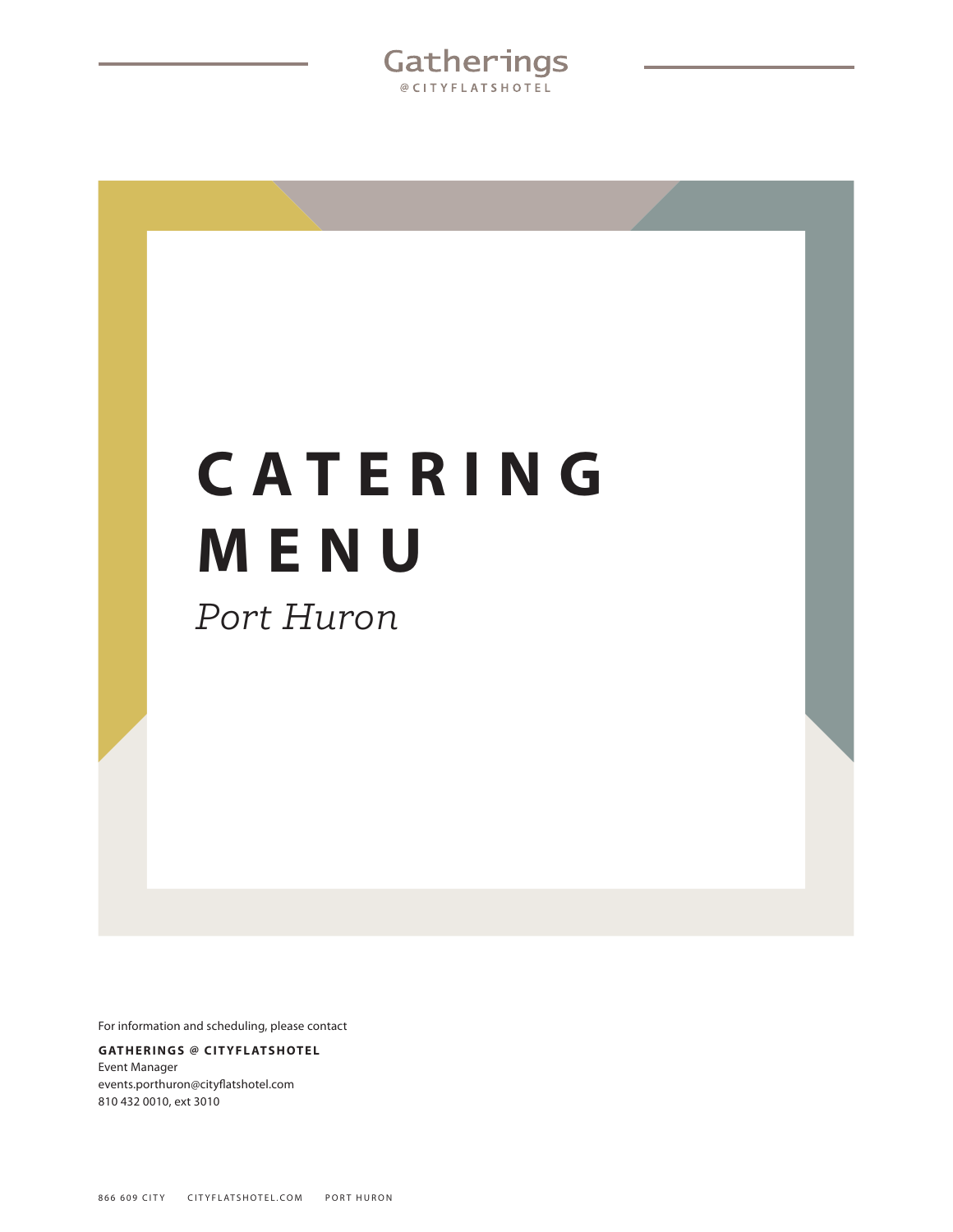Gatherings
@CITYFLATSHOTEL

# CATERING MENU

*Port Huron*

For information and scheduling, please contact

**GATHERINGS @ CITYFLATSHOTEL**
Event Manager
events.porthuron@cityflatshotel.com
810 432 0010, ext 3010

866 609 CITY    CITYFLATSHOTEL.COM    PORT HURON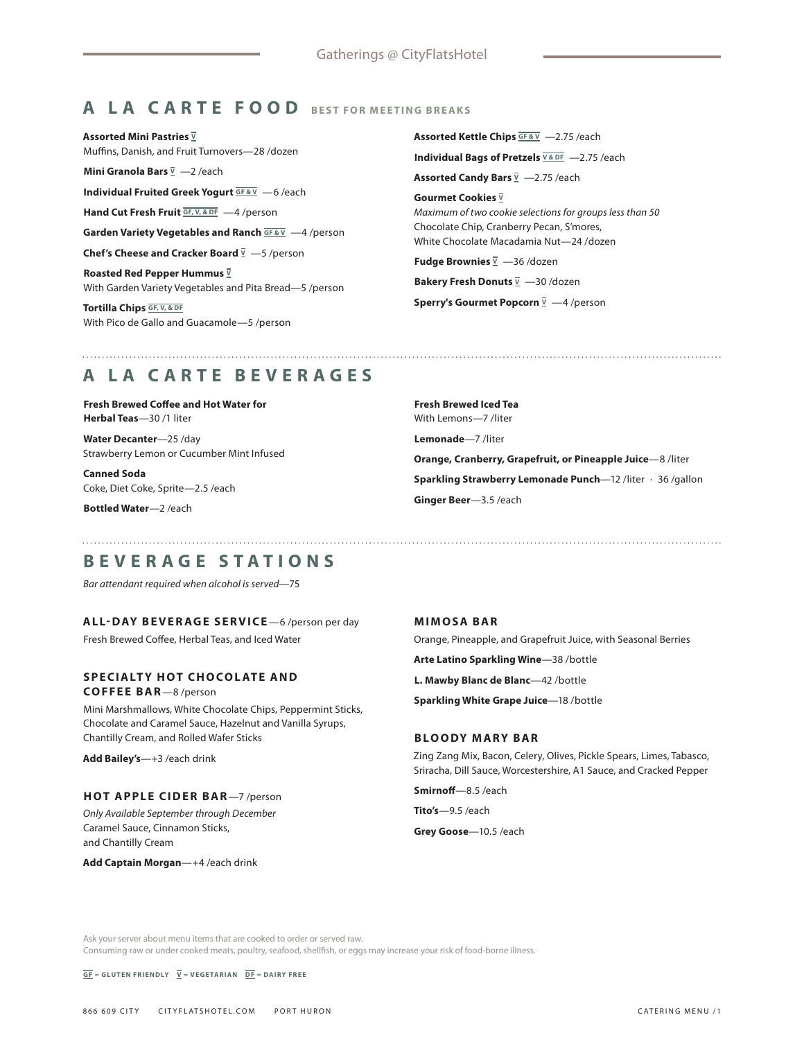## A LA CARTE FOOD BEST FOR MEETING BREAKS

**Assorted Mini Pastries** V
Muffins, Danish, and Fruit Turnovers—28 /dozen

**Mini Granola Bars** V —2 /each

**Individual Fruited Greek Yogurt** GF & V —6 /each

**Hand Cut Fresh Fruit** GF, V, & DF —4 /person

**Garden Variety Vegetables and Ranch** GF & V —4 /person

**Chef's Cheese and Cracker Board** V —5 /person

**Roasted Red Pepper Hummus** V
With Garden Variety Vegetables and Pita Bread—5 /person

**Tortilla Chips** GF, V, & DF
With Pico de Gallo and Guacamole—5 /person

**Assorted Kettle Chips** GF & V —2.75 /each

**Individual Bags of Pretzels** V & DF —2.75 /each

**Assorted Candy Bars** V —2.75 /each

**Gourmet Cookies** V
*Maximum of two cookie selections for groups less than 50*
Chocolate Chip, Cranberry Pecan, S'mores,
White Chocolate Macadamia Nut—24 /dozen

**Fudge Brownies** V —36 /dozen

**Bakery Fresh Donuts** V —30 /dozen

**Sperry's Gourmet Popcorn** V —4 /person

## A LA CARTE BEVERAGES

**Fresh Brewed Coffee and Hot Water for Herbal Teas**—30 /1 liter

**Water Decanter**—25 /day
Strawberry Lemon or Cucumber Mint Infused

**Canned Soda**
Coke, Diet Coke, Sprite—2.5 /each

**Bottled Water**—2 /each

**Fresh Brewed Iced Tea**
With Lemons—7 /liter

**Lemonade**—7 /liter

**Orange, Cranberry, Grapefruit, or Pineapple Juice**—8 /liter

**Sparkling Strawberry Lemonade Punch**—12 /liter · 36 /gallon

**Ginger Beer**—3.5 /each

## BEVERAGE STATIONS

*Bar attendant required when alcohol is served*—75

### ALL-DAY BEVERAGE SERVICE—6 /person per day

Fresh Brewed Coffee, Herbal Teas, and Iced Water

### SPECIALTY HOT CHOCOLATE AND COFFEE BAR—8 /person

Mini Marshmallows, White Chocolate Chips, Peppermint Sticks, Chocolate and Caramel Sauce, Hazelnut and Vanilla Syrups, Chantilly Cream, and Rolled Wafer Sticks

**Add Bailey's**—+3 /each drink

### HOT APPLE CIDER BAR—7 /person

*Only Available September through December*
Caramel Sauce, Cinnamon Sticks,
and Chantilly Cream

**Add Captain Morgan**—+4 /each drink

### MIMOSA BAR

Orange, Pineapple, and Grapefruit Juice, with Seasonal Berries

**Arte Latino Sparkling Wine**—38 /bottle

**L. Mawby Blanc de Blanc**—42 /bottle

**Sparkling White Grape Juice**—18 /bottle

### BLOODY MARY BAR

Zing Zang Mix, Bacon, Celery, Olives, Pickle Spears, Limes, Tabasco, Sriracha, Dill Sauce, Worcestershire, A1 Sauce, and Cracked Pepper

**Smirnoff**—8.5 /each

**Tito's**—9.5 /each

**Grey Goose**—10.5 /each

Ask your server about menu items that are cooked to order or served raw.
Consuming raw or under cooked meats, poultry, seafood, shellfish, or eggs may increase your risk of food-borne illness.

GF = GLUTEN FRIENDLY V = VEGETARIAN DF = DAIRY FREE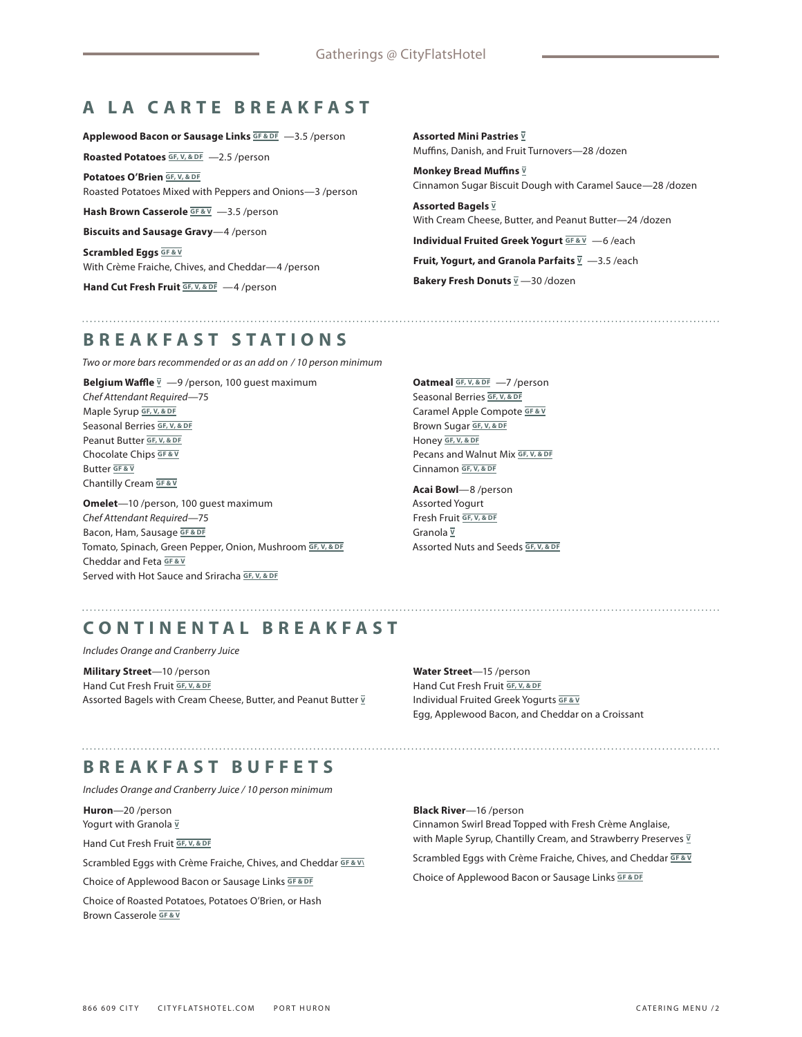## A LA CARTE BREAKFAST

**Applewood Bacon or Sausage Links** GF & DF —3.5 /person

**Roasted Potatoes** GF, V, & DF —2.5 /person

**Potatoes O'Brien** GF, V, & DF
Roasted Potatoes Mixed with Peppers and Onions—3 /person

**Hash Brown Casserole** GF & V —3.5 /person

**Biscuits and Sausage Gravy**—4 /person

**Scrambled Eggs** GF & V
With Crème Fraiche, Chives, and Cheddar—4 /person

**Hand Cut Fresh Fruit** GF, V, & DF —4 /person

**Assorted Mini Pastries** V
Muffins, Danish, and Fruit Turnovers—28 /dozen

**Monkey Bread Muffins** V
Cinnamon Sugar Biscuit Dough with Caramel Sauce—28 /dozen

**Assorted Bagels** V
With Cream Cheese, Butter, and Peanut Butter—24 /dozen

**Individual Fruited Greek Yogurt** GF & V —6 /each

**Fruit, Yogurt, and Granola Parfaits** V —3.5 /each

**Bakery Fresh Donuts** V —30 /dozen

## BREAKFAST STATIONS

*Two or more bars recommended or as an add on / 10 person minimum*

**Belgium Waffle** V —9 /person, 100 guest maximum
*Chef Attendant Required*—75
Maple Syrup GF, V, & DF
Seasonal Berries GF, V, & DF
Peanut Butter GF, V, & DF
Chocolate Chips GF & V
Butter GF & V
Chantilly Cream GF & V

**Omelet**—10 /person, 100 guest maximum
*Chef Attendant Required*—75
Bacon, Ham, Sausage GF & DF
Tomato, Spinach, Green Pepper, Onion, Mushroom GF, V, & DF
Cheddar and Feta GF & V
Served with Hot Sauce and Sriracha GF, V, & DF

**Oatmeal** GF, V, & DF —7 /person
Seasonal Berries GF, V, & DF
Caramel Apple Compote GF & V
Brown Sugar GF, V, & DF
Honey GF, V, & DF
Pecans and Walnut Mix GF, V, & DF
Cinnamon GF, V, & DF

**Acai Bowl**—8 /person
Assorted Yogurt
Fresh Fruit GF, V, & DF
Granola V
Assorted Nuts and Seeds GF, V, & DF

## CONTINENTAL BREAKFAST

*Includes Orange and Cranberry Juice*

**Military Street**—10 /person
Hand Cut Fresh Fruit GF, V, & DF
Assorted Bagels with Cream Cheese, Butter, and Peanut Butter V

**Water Street**—15 /person
Hand Cut Fresh Fruit GF, V, & DF
Individual Fruited Greek Yogurts GF & V
Egg, Applewood Bacon, and Cheddar on a Croissant

## BREAKFAST BUFFETS

*Includes Orange and Cranberry Juice / 10 person minimum*

**Huron**—20 /person
Yogurt with Granola V

Hand Cut Fresh Fruit GF, V, & DF

Scrambled Eggs with Crème Fraiche, Chives, and Cheddar GF & V

Choice of Applewood Bacon or Sausage Links GF & DF

Choice of Roasted Potatoes, Potatoes O'Brien, or Hash Brown Casserole GF & V

**Black River**—16 /person
Cinnamon Swirl Bread Topped with Fresh Crème Anglaise, with Maple Syrup, Chantilly Cream, and Strawberry Preserves V

Scrambled Eggs with Crème Fraiche, Chives, and Cheddar GF & V

Choice of Applewood Bacon or Sausage Links GF & DF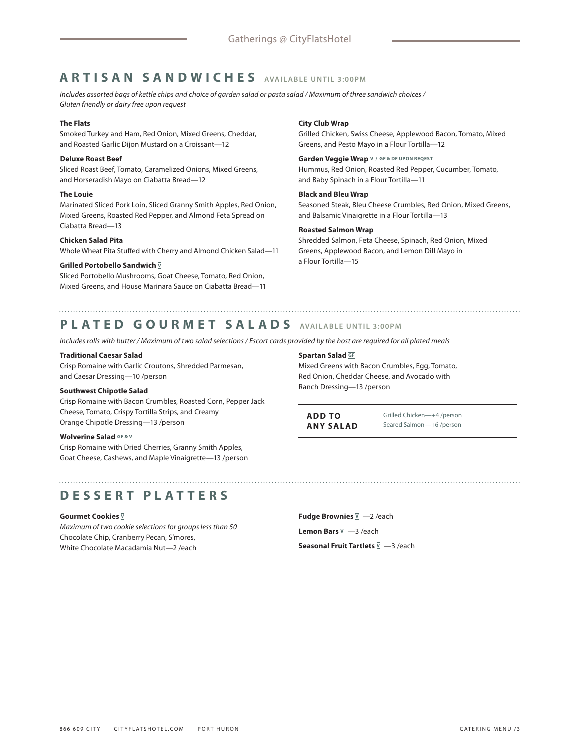## ARTISAN SANDWICHES AVAILABLE UNTIL 3:00PM

*Includes assorted bags of kettle chips and choice of garden salad or pasta salad / Maximum of three sandwich choices / Gluten friendly or dairy free upon request*

**The Flats**
Smoked Turkey and Ham, Red Onion, Mixed Greens, Cheddar, and Roasted Garlic Dijon Mustard on a Croissant—12

**Deluxe Roast Beef**
Sliced Roast Beef, Tomato, Caramelized Onions, Mixed Greens, and Horseradish Mayo on Ciabatta Bread—12

**The Louie**
Marinated Sliced Pork Loin, Sliced Granny Smith Apples, Red Onion, Mixed Greens, Roasted Red Pepper, and Almond Feta Spread on Ciabatta Bread—13

**Chicken Salad Pita**
Whole Wheat Pita Stuffed with Cherry and Almond Chicken Salad—11

**Grilled Portobello Sandwich** V
Sliced Portobello Mushrooms, Goat Cheese, Tomato, Red Onion, Mixed Greens, and House Marinara Sauce on Ciabatta Bread—11

**City Club Wrap**
Grilled Chicken, Swiss Cheese, Applewood Bacon, Tomato, Mixed Greens, and Pesto Mayo in a Flour Tortilla—12

**Garden Veggie Wrap** V / GF & DF UPON REQEST
Hummus, Red Onion, Roasted Red Pepper, Cucumber, Tomato, and Baby Spinach in a Flour Tortilla—11

**Black and Bleu Wrap**
Seasoned Steak, Bleu Cheese Crumbles, Red Onion, Mixed Greens, and Balsamic Vinaigrette in a Flour Tortilla—13

**Roasted Salmon Wrap**
Shredded Salmon, Feta Cheese, Spinach, Red Onion, Mixed Greens, Applewood Bacon, and Lemon Dill Mayo in a Flour Tortilla—15

## PLATED GOURMET SALADS AVAILABLE UNTIL 3:00PM

*Includes rolls with butter / Maximum of two salad selections / Escort cards provided by the host are required for all plated meals*

**Traditional Caesar Salad**
Crisp Romaine with Garlic Croutons, Shredded Parmesan, and Caesar Dressing—10 /person

**Southwest Chipotle Salad**
Crisp Romaine with Bacon Crumbles, Roasted Corn, Pepper Jack Cheese, Tomato, Crispy Tortilla Strips, and Creamy Orange Chipotle Dressing—13 /person

**Wolverine Salad** GF & V
Crisp Romaine with Dried Cherries, Granny Smith Apples, Goat Cheese, Cashews, and Maple Vinaigrette—13 /person

**Spartan Salad** GF
Mixed Greens with Bacon Crumbles, Egg, Tomato, Red Onion, Cheddar Cheese, and Avocado with Ranch Dressing—13 /person

**ADD TO ANY SALAD**
Grilled Chicken—+4 /person
Seared Salmon—+6 /person

## DESSERT PLATTERS

**Gourmet Cookies** V
*Maximum of two cookie selections for groups less than 50*
Chocolate Chip, Cranberry Pecan, S'mores, White Chocolate Macadamia Nut—2 /each

**Fudge Brownies** V —2 /each

**Lemon Bars** V —3 /each

**Seasonal Fruit Tartlets** V —3 /each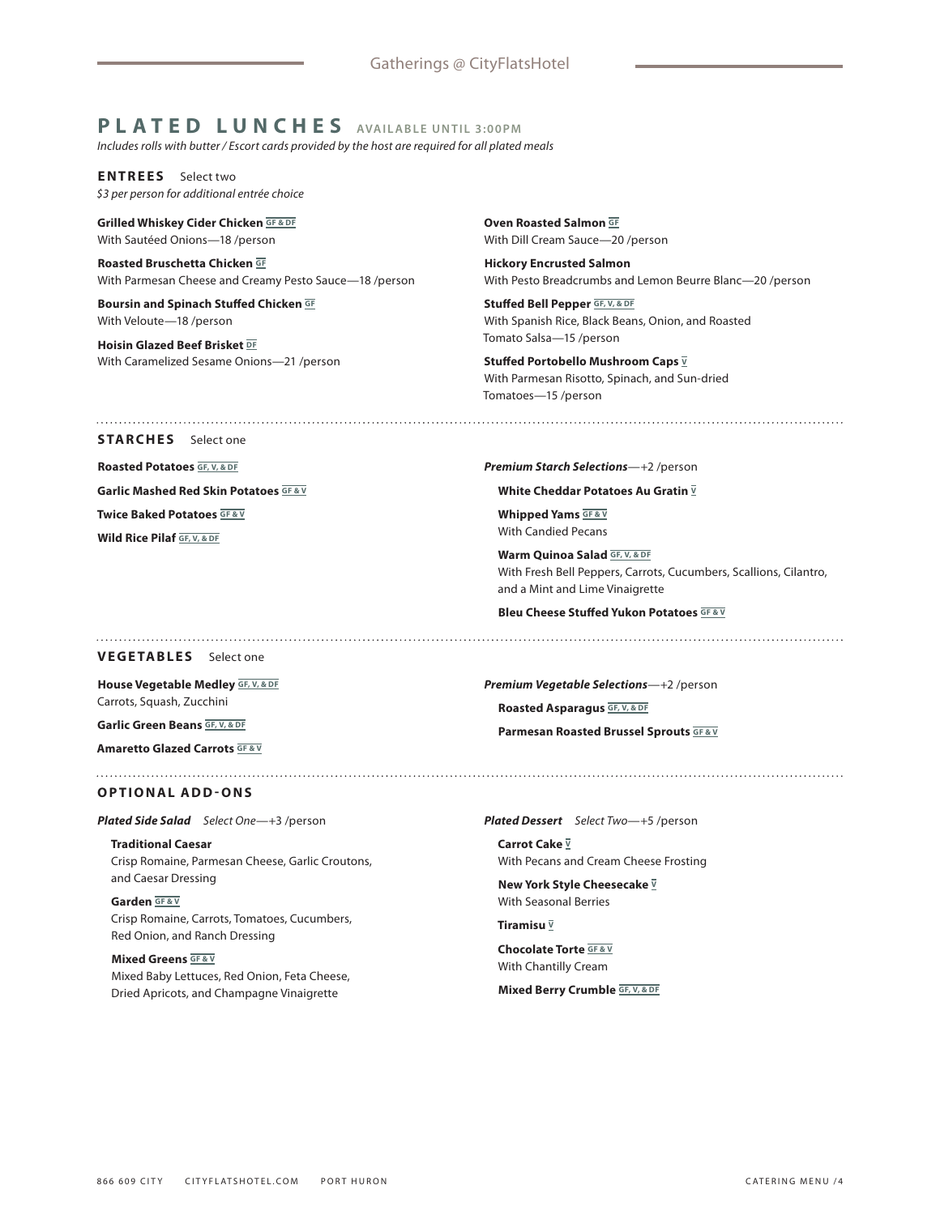# PLATED LUNCHES AVAILABLE UNTIL 3:00PM

*Includes rolls with butter / Escort cards provided by the host are required for all plated meals*

## ENTREES Select two

*$3 per person for additional entrée choice*

**Grilled Whiskey Cider Chicken** GF & DF
With Sautéed Onions—18 /person

**Roasted Bruschetta Chicken** GF
With Parmesan Cheese and Creamy Pesto Sauce—18 /person

**Boursin and Spinach Stuffed Chicken** GF
With Veloute—18 /person

**Hoisin Glazed Beef Brisket** DF
With Caramelized Sesame Onions—21 /person

**Oven Roasted Salmon** GF
With Dill Cream Sauce—20 /person

**Hickory Encrusted Salmon**
With Pesto Breadcrumbs and Lemon Beurre Blanc—20 /person

**Stuffed Bell Pepper** GF, V, & DF
With Spanish Rice, Black Beans, Onion, and Roasted Tomato Salsa—15 /person

**Stuffed Portobello Mushroom Caps** V
With Parmesan Risotto, Spinach, and Sun-dried Tomatoes—15 /person

## STARCHES Select one

**Roasted Potatoes** GF, V, & DF

**Garlic Mashed Red Skin Potatoes** GF & V

**Twice Baked Potatoes** GF & V

**Wild Rice Pilaf** GF, V, & DF

***Premium Starch Selections***—+2 /person

**White Cheddar Potatoes Au Gratin** V

**Whipped Yams** GF & V
With Candied Pecans

**Warm Quinoa Salad** GF, V, & DF
With Fresh Bell Peppers, Carrots, Cucumbers, Scallions, Cilantro, and a Mint and Lime Vinaigrette

**Bleu Cheese Stuffed Yukon Potatoes** GF & V

## VEGETABLES Select one

**House Vegetable Medley** GF, V, & DF
Carrots, Squash, Zucchini

**Garlic Green Beans** GF, V, & DF

**Amaretto Glazed Carrots** GF & V

***Premium Vegetable Selections***—+2 /person

**Roasted Asparagus** GF, V, & DF

**Parmesan Roasted Brussel Sprouts** GF & V

## OPTIONAL ADD-ONS

***Plated Side Salad*** *Select One*—+3 /person

**Traditional Caesar**
Crisp Romaine, Parmesan Cheese, Garlic Croutons, and Caesar Dressing

**Garden** GF & V
Crisp Romaine, Carrots, Tomatoes, Cucumbers, Red Onion, and Ranch Dressing

**Mixed Greens** GF & V
Mixed Baby Lettuces, Red Onion, Feta Cheese, Dried Apricots, and Champagne Vinaigrette

***Plated Dessert*** *Select Two*—+5 /person

**Carrot Cake** V
With Pecans and Cream Cheese Frosting

**New York Style Cheesecake** V
With Seasonal Berries

**Tiramisu** V

**Chocolate Torte** GF & V
With Chantilly Cream

**Mixed Berry Crumble** GF, V, & DF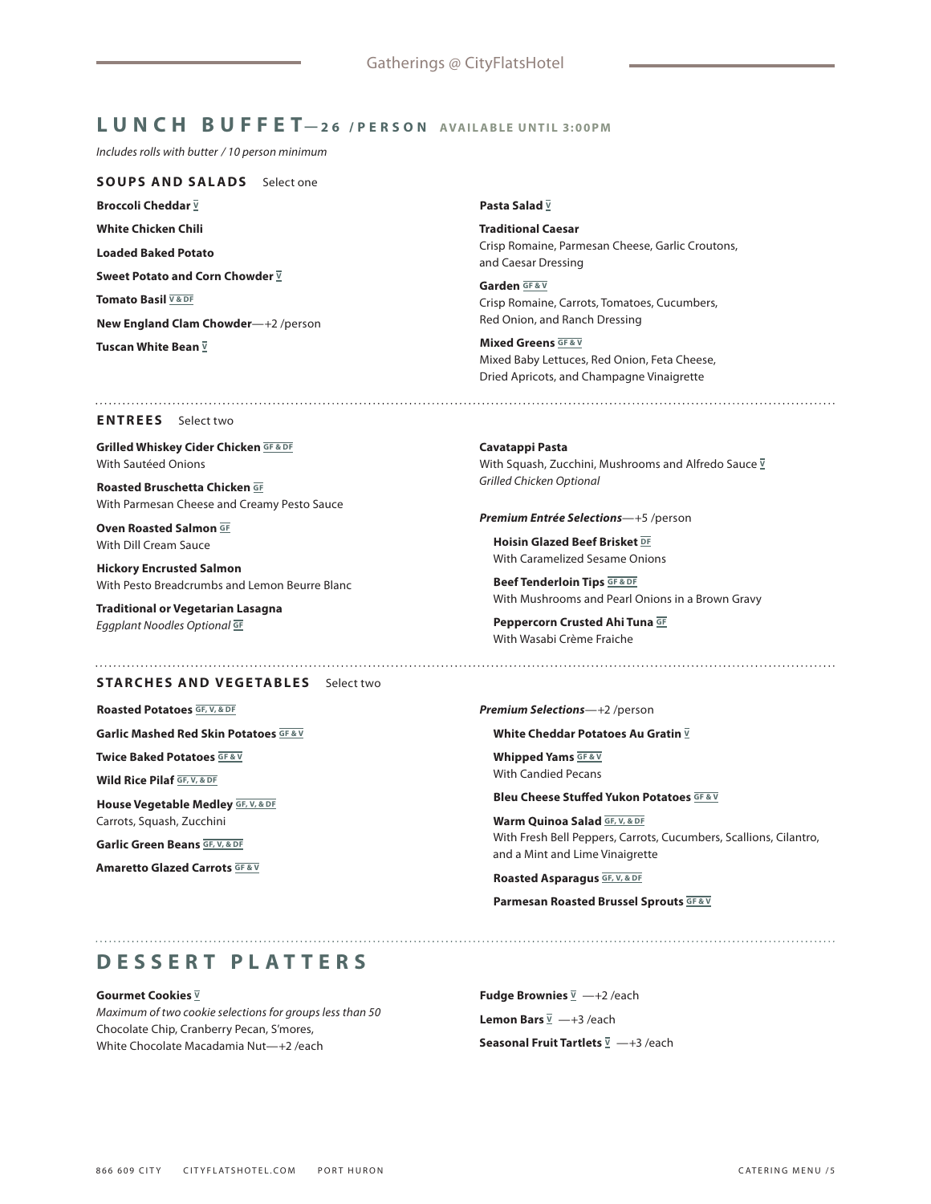# LUNCH BUFFET—26 /PERSON AVAILABLE UNTIL 3:00PM

*Includes rolls with butter / 10 person minimum*

## SOUPS AND SALADS Select one

**Broccoli Cheddar** V

**White Chicken Chili**

**Loaded Baked Potato**

**Sweet Potato and Corn Chowder** V

**Tomato Basil** V & DF

**New England Clam Chowder**—+2 /person

**Tuscan White Bean** V

**Pasta Salad** V

**Traditional Caesar**
Crisp Romaine, Parmesan Cheese, Garlic Croutons, and Caesar Dressing

**Garden** GF & V
Crisp Romaine, Carrots, Tomatoes, Cucumbers, Red Onion, and Ranch Dressing

**Mixed Greens** GF & V
Mixed Baby Lettuces, Red Onion, Feta Cheese, Dried Apricots, and Champagne Vinaigrette

## ENTREES Select two

**Grilled Whiskey Cider Chicken** GF & DF
With Sautéed Onions

**Roasted Bruschetta Chicken** GF
With Parmesan Cheese and Creamy Pesto Sauce

**Oven Roasted Salmon** GF
With Dill Cream Sauce

**Hickory Encrusted Salmon**
With Pesto Breadcrumbs and Lemon Beurre Blanc

**Traditional or Vegetarian Lasagna**
*Eggplant Noodles Optional* GF

**Cavatappi Pasta**
With Squash, Zucchini, Mushrooms and Alfredo Sauce V
*Grilled Chicken Optional*

***Premium Entrée Selections***—+5 /person

- **Hoisin Glazed Beef Brisket** DF
  With Caramelized Sesame Onions
- **Beef Tenderloin Tips** GF & DF
  With Mushrooms and Pearl Onions in a Brown Gravy
- **Peppercorn Crusted Ahi Tuna** GF
  With Wasabi Crème Fraiche

## STARCHES AND VEGETABLES Select two

**Roasted Potatoes** GF, V, & DF

**Garlic Mashed Red Skin Potatoes** GF & V

**Twice Baked Potatoes** GF & V

**Wild Rice Pilaf** GF, V, & DF

**House Vegetable Medley** GF, V, & DF
Carrots, Squash, Zucchini

**Garlic Green Beans** GF, V, & DF

**Amaretto Glazed Carrots** GF & V

***Premium Selections***—+2 /person

- **White Cheddar Potatoes Au Gratin** V
- **Whipped Yams** GF & V
  With Candied Pecans
- **Bleu Cheese Stuffed Yukon Potatoes** GF & V
- **Warm Quinoa Salad** GF, V, & DF
  With Fresh Bell Peppers, Carrots, Cucumbers, Scallions, Cilantro, and a Mint and Lime Vinaigrette
- **Roasted Asparagus** GF, V, & DF
- **Parmesan Roasted Brussel Sprouts** GF & V

# DESSERT PLATTERS

**Gourmet Cookies** V
*Maximum of two cookie selections for groups less than 50*
Chocolate Chip, Cranberry Pecan, S'mores, White Chocolate Macadamia Nut—+2 /each

**Fudge Brownies** V —+2 /each

**Lemon Bars** V —+3 /each

**Seasonal Fruit Tartlets** V —+3 /each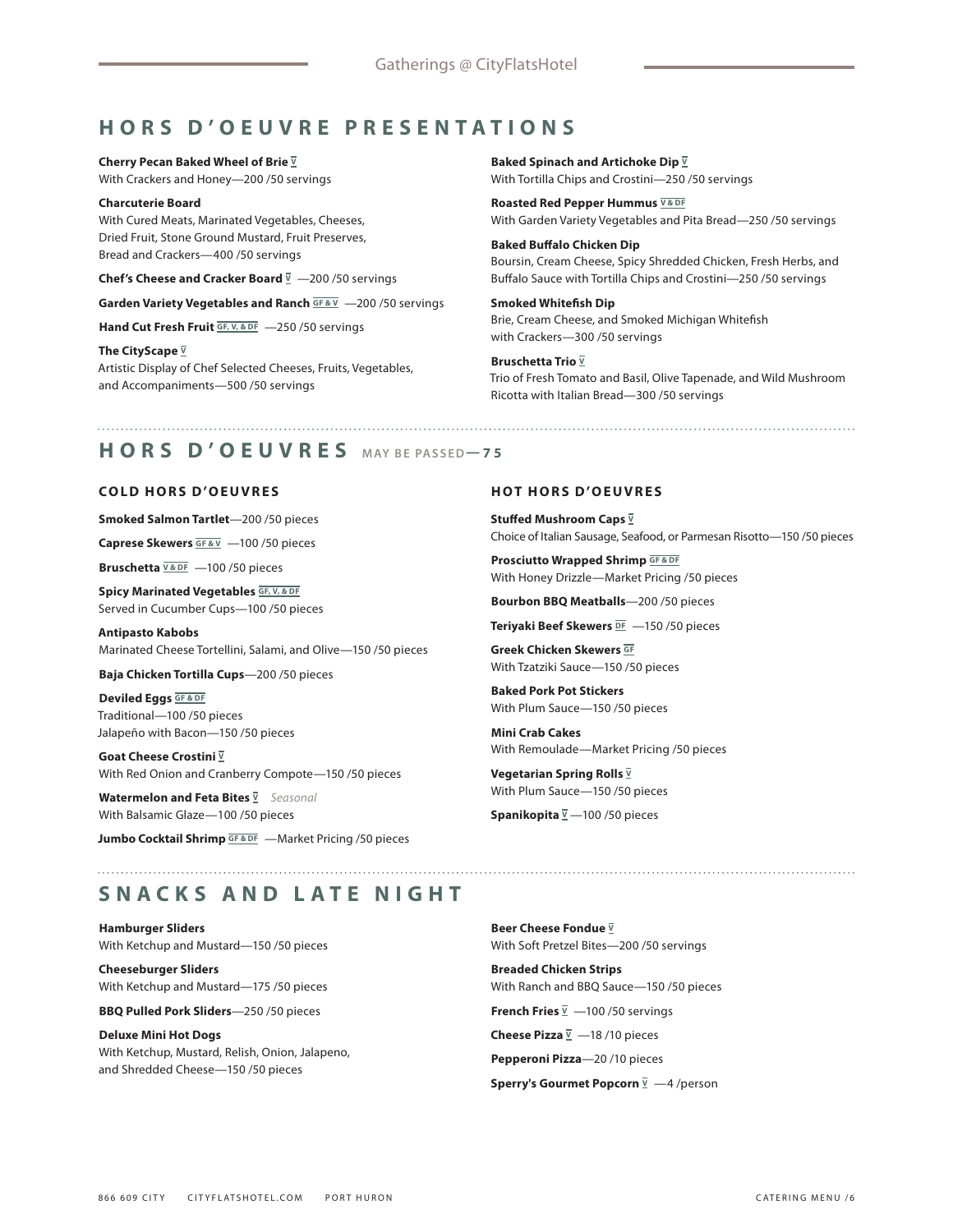# HORS D'OEUVRE PRESENTATIONS

**Cherry Pecan Baked Wheel of Brie** V
With Crackers and Honey—200 /50 servings

**Charcuterie Board**
With Cured Meats, Marinated Vegetables, Cheeses, Dried Fruit, Stone Ground Mustard, Fruit Preserves, Bread and Crackers—400 /50 servings

**Chef's Cheese and Cracker Board** V —200 /50 servings

**Garden Variety Vegetables and Ranch** GF & V —200 /50 servings

**Hand Cut Fresh Fruit** GF, V, & DF —250 /50 servings

**The CityScape** V
Artistic Display of Chef Selected Cheeses, Fruits, Vegetables, and Accompaniments—500 /50 servings

**Baked Spinach and Artichoke Dip** V
With Tortilla Chips and Crostini—250 /50 servings

**Roasted Red Pepper Hummus** V & DF
With Garden Variety Vegetables and Pita Bread—250 /50 servings

**Baked Buffalo Chicken Dip**
Boursin, Cream Cheese, Spicy Shredded Chicken, Fresh Herbs, and Buffalo Sauce with Tortilla Chips and Crostini—250 /50 servings

**Smoked Whitefish Dip**
Brie, Cream Cheese, and Smoked Michigan Whitefish with Crackers—300 /50 servings

**Bruschetta Trio** V
Trio of Fresh Tomato and Basil, Olive Tapenade, and Wild Mushroom Ricotta with Italian Bread—300 /50 servings

# HORS D'OEUVRES MAY BE PASSED—75

## COLD HORS D'OEUVRES

**Smoked Salmon Tartlet**—200 /50 pieces

**Caprese Skewers** GF & V —100 /50 pieces

**Bruschetta** V & DF —100 /50 pieces

**Spicy Marinated Vegetables** GF, V, & DF
Served in Cucumber Cups—100 /50 pieces

**Antipasto Kabobs**
Marinated Cheese Tortellini, Salami, and Olive—150 /50 pieces

**Baja Chicken Tortilla Cups**—200 /50 pieces

**Deviled Eggs** GF & DF
Traditional—100 /50 pieces
Jalapeño with Bacon—150 /50 pieces

**Goat Cheese Crostini** V
With Red Onion and Cranberry Compote—150 /50 pieces

**Watermelon and Feta Bites** V *Seasonal*
With Balsamic Glaze—100 /50 pieces

**Jumbo Cocktail Shrimp** GF & DF —Market Pricing /50 pieces

## HOT HORS D'OEUVRES

**Stuffed Mushroom Caps** V
Choice of Italian Sausage, Seafood, or Parmesan Risotto—150 /50 pieces

**Prosciutto Wrapped Shrimp** GF & DF
With Honey Drizzle—Market Pricing /50 pieces

**Bourbon BBQ Meatballs**—200 /50 pieces

**Teriyaki Beef Skewers** DF —150 /50 pieces

**Greek Chicken Skewers** GF
With Tzatziki Sauce—150 /50 pieces

**Baked Pork Pot Stickers**
With Plum Sauce—150 /50 pieces

**Mini Crab Cakes**
With Remoulade—Market Pricing /50 pieces

**Vegetarian Spring Rolls** V
With Plum Sauce—150 /50 pieces

**Spanikopita** V —100 /50 pieces

# SNACKS AND LATE NIGHT

**Hamburger Sliders**
With Ketchup and Mustard—150 /50 pieces

**Cheeseburger Sliders**
With Ketchup and Mustard—175 /50 pieces

**BBQ Pulled Pork Sliders**—250 /50 pieces

**Deluxe Mini Hot Dogs**
With Ketchup, Mustard, Relish, Onion, Jalapeno, and Shredded Cheese—150 /50 pieces

**Beer Cheese Fondue** V
With Soft Pretzel Bites—200 /50 servings

**Breaded Chicken Strips**
With Ranch and BBQ Sauce—150 /50 pieces

**French Fries** V —100 /50 servings

**Cheese Pizza** V —18 /10 pieces

**Pepperoni Pizza**—20 /10 pieces

**Sperry's Gourmet Popcorn** V —4 /person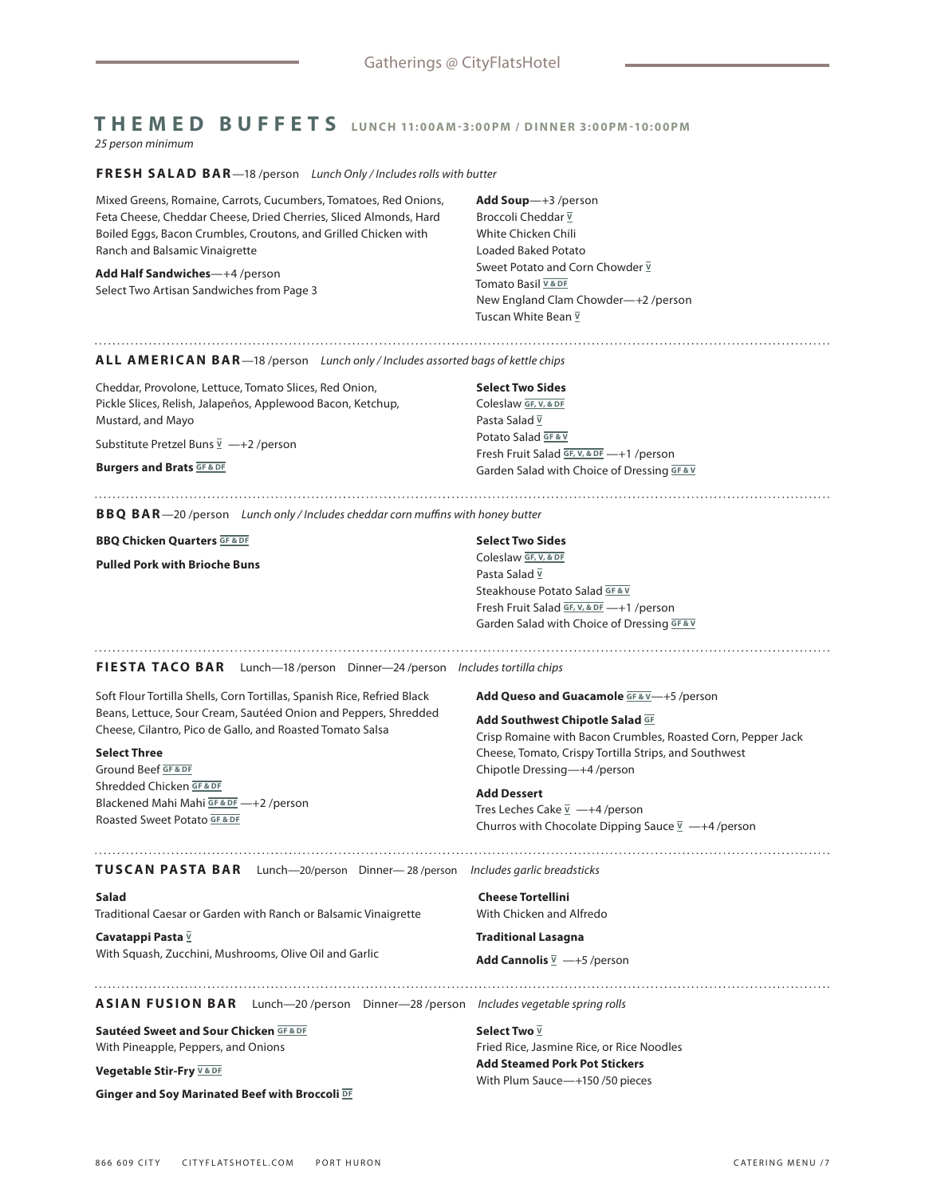# THEMED BUFFETS LUNCH 11:00AM-3:00PM / DINNER 3:00PM-10:00PM

*25 person minimum*

## FRESH SALAD BAR—18 /person *Lunch Only / Includes rolls with butter*

Mixed Greens, Romaine, Carrots, Cucumbers, Tomatoes, Red Onions, Feta Cheese, Cheddar Cheese, Dried Cherries, Sliced Almonds, Hard Boiled Eggs, Bacon Crumbles, Croutons, and Grilled Chicken with Ranch and Balsamic Vinaigrette

**Add Half Sandwiches**—+4 /person
Select Two Artisan Sandwiches from Page 3

**Add Soup**—+3 /person
Broccoli Cheddar V
White Chicken Chili
Loaded Baked Potato
Sweet Potato and Corn Chowder V
Tomato Basil V & DF
New England Clam Chowder—+2 /person
Tuscan White Bean V

## ALL AMERICAN BAR—18 /person *Lunch only / Includes assorted bags of kettle chips*

Cheddar, Provolone, Lettuce, Tomato Slices, Red Onion, Pickle Slices, Relish, Jalapeños, Applewood Bacon, Ketchup, Mustard, and Mayo

Substitute Pretzel Buns V —+2 /person

**Burgers and Brats** GF & DF

**Select Two Sides**
Coleslaw GF, V, & DF
Pasta Salad V
Potato Salad GF & V
Fresh Fruit Salad GF, V, & DF —+1 /person
Garden Salad with Choice of Dressing GF & V

## BBQ BAR—20 /person *Lunch only / Includes cheddar corn muffins with honey butter*

**BBQ Chicken Quarters** GF & DF

**Pulled Pork with Brioche Buns**

**Select Two Sides**
Coleslaw GF, V, & DF
Pasta Salad V
Steakhouse Potato Salad GF & V
Fresh Fruit Salad GF, V, & DF —+1 /person
Garden Salad with Choice of Dressing GF & V

## FIESTA TACO BAR Lunch—18 /person Dinner—24 /person *Includes tortilla chips*

Soft Flour Tortilla Shells, Corn Tortillas, Spanish Rice, Refried Black Beans, Lettuce, Sour Cream, Sautéed Onion and Peppers, Shredded Cheese, Cilantro, Pico de Gallo, and Roasted Tomato Salsa

**Select Three**
Ground Beef GF & DF
Shredded Chicken GF & DF
Blackened Mahi Mahi GF & DF —+2 /person
Roasted Sweet Potato GF & DF

**Add Queso and Guacamole** GF & V—+5 /person

**Add Southwest Chipotle Salad** GF
Crisp Romaine with Bacon Crumbles, Roasted Corn, Pepper Jack Cheese, Tomato, Crispy Tortilla Strips, and Southwest Chipotle Dressing—+4 /person

**Add Dessert**
Tres Leches Cake V —+4 /person
Churros with Chocolate Dipping Sauce V —+4 /person

## TUSCAN PASTA BAR Lunch—20/person Dinner— 28 /person *Includes garlic breadsticks*

**Salad**
Traditional Caesar or Garden with Ranch or Balsamic Vinaigrette

**Cavatappi Pasta** V
With Squash, Zucchini, Mushrooms, Olive Oil and Garlic

**Cheese Tortellini**
With Chicken and Alfredo

**Traditional Lasagna**

**Add Cannolis** V —+5 /person

## ASIAN FUSION BAR Lunch—20 /person Dinner—28 /person *Includes vegetable spring rolls*

**Sautéed Sweet and Sour Chicken** GF & DF
With Pineapple, Peppers, and Onions

**Vegetable Stir-Fry** V & DF

**Ginger and Soy Marinated Beef with Broccoli** DF

**Select Two** V
Fried Rice, Jasmine Rice, or Rice Noodles

**Add Steamed Pork Pot Stickers**
With Plum Sauce—+150 /50 pieces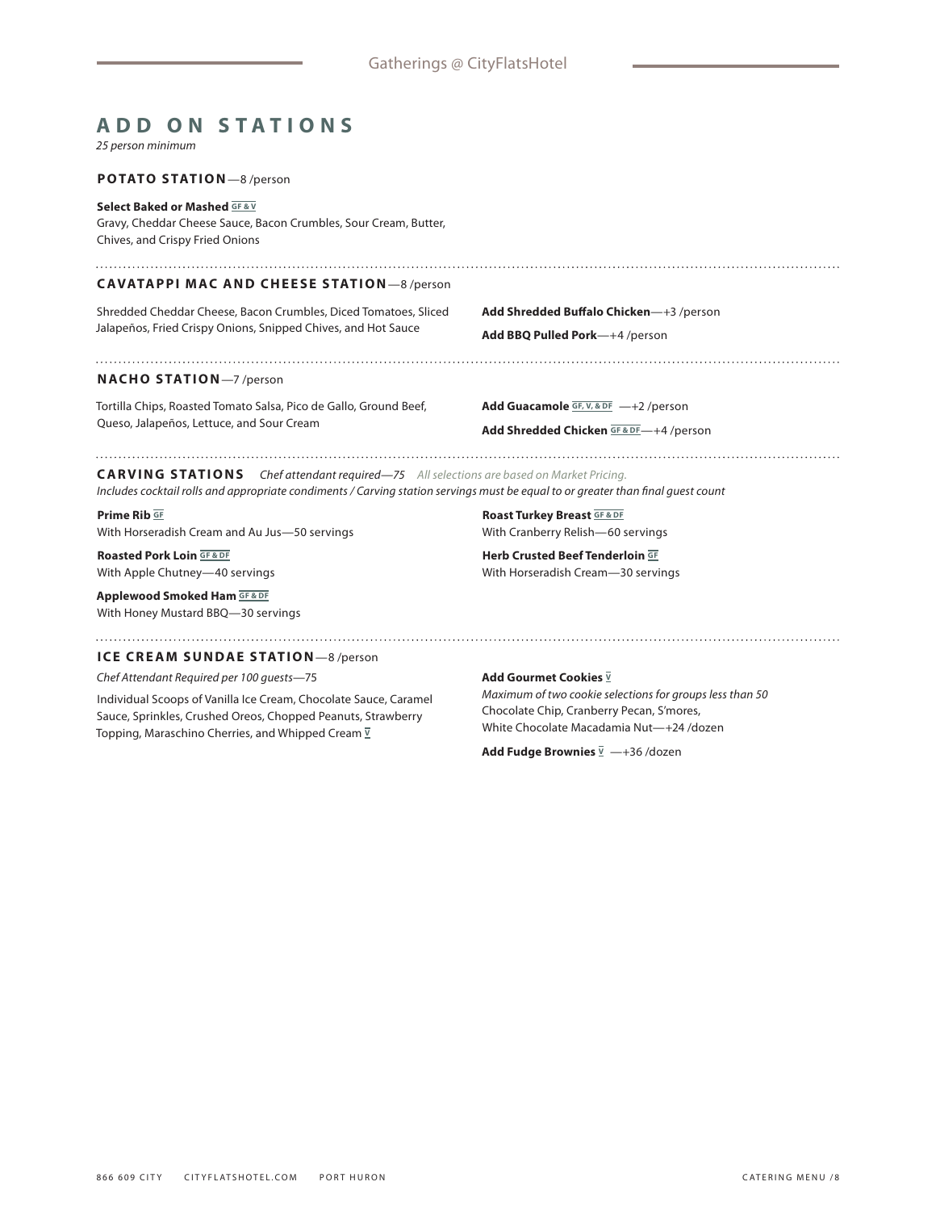# ADD ON STATIONS

*25 person minimum*

## POTATO STATION—8 /person

**Select Baked or Mashed** GF & V
Gravy, Cheddar Cheese Sauce, Bacon Crumbles, Sour Cream, Butter, Chives, and Crispy Fried Onions

## CAVATAPPI MAC AND CHEESE STATION—8 /person

Shredded Cheddar Cheese, Bacon Crumbles, Diced Tomatoes, Sliced Jalapeños, Fried Crispy Onions, Snipped Chives, and Hot Sauce

**Add Shredded Buffalo Chicken**—+3 /person

**Add BBQ Pulled Pork**—+4 /person

## NACHO STATION—7 /person

Tortilla Chips, Roasted Tomato Salsa, Pico de Gallo, Ground Beef, Queso, Jalapeños, Lettuce, and Sour Cream

**Add Guacamole** GF, V, & DF —+2 /person

**Add Shredded Chicken** GF & DF—+4 /person

## CARVING STATIONS

*Chef attendant required—75* *All selections are based on Market Pricing.*
*Includes cocktail rolls and appropriate condiments / Carving station servings must be equal to or greater than final guest count*

**Prime Rib** GF
With Horseradish Cream and Au Jus—50 servings

**Roasted Pork Loin** GF & DF
With Apple Chutney—40 servings

**Applewood Smoked Ham** GF & DF
With Honey Mustard BBQ—30 servings

**Roast Turkey Breast** GF & DF
With Cranberry Relish—60 servings

**Herb Crusted Beef Tenderloin** GF
With Horseradish Cream—30 servings

## ICE CREAM SUNDAE STATION—8 /person

*Chef Attendant Required per 100 guests*—75

Individual Scoops of Vanilla Ice Cream, Chocolate Sauce, Caramel Sauce, Sprinkles, Crushed Oreos, Chopped Peanuts, Strawberry Topping, Maraschino Cherries, and Whipped Cream V

**Add Gourmet Cookies** V
*Maximum of two cookie selections for groups less than 50*
Chocolate Chip, Cranberry Pecan, S'mores, White Chocolate Macadamia Nut—+24 /dozen

**Add Fudge Brownies** V —+36 /dozen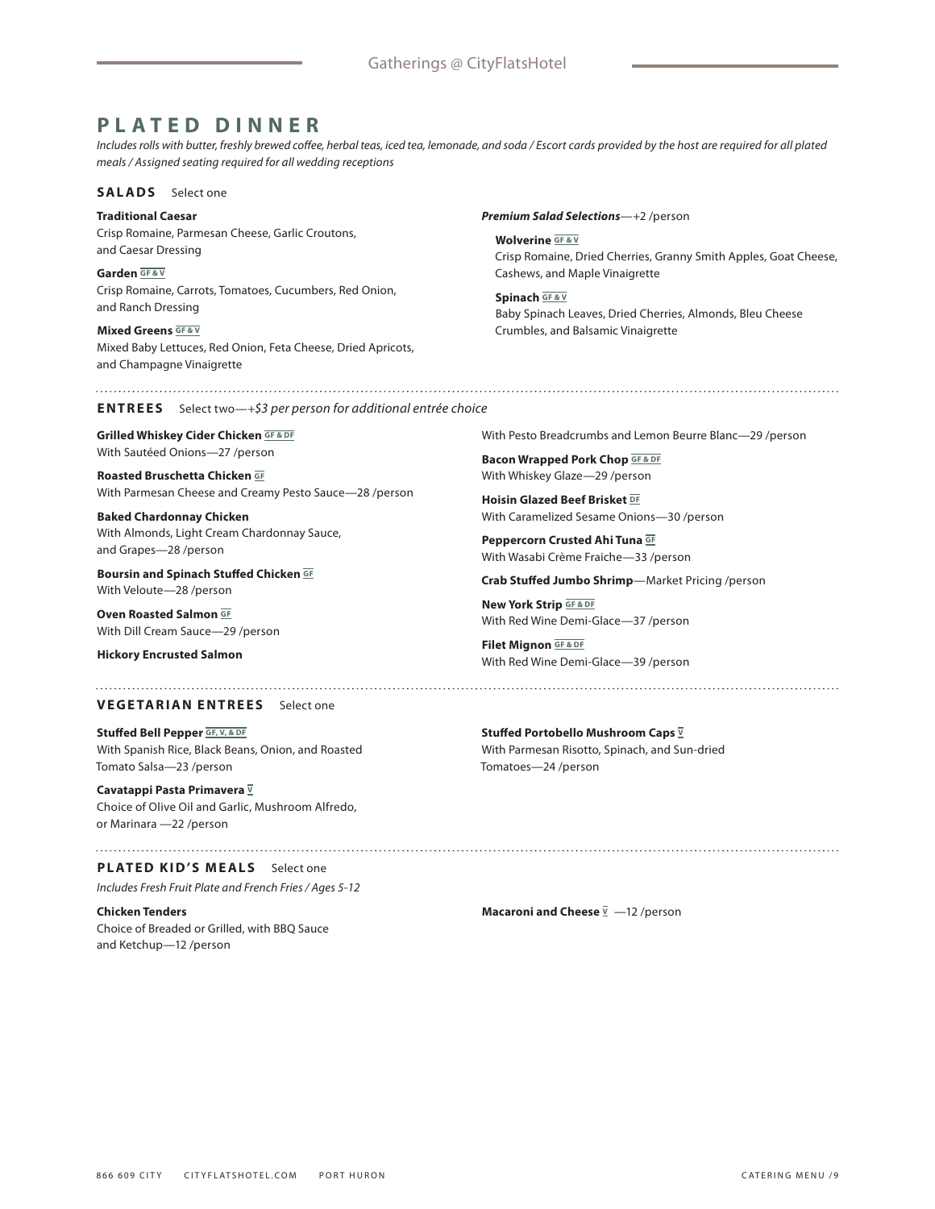# PLATED DINNER

*Includes rolls with butter, freshly brewed coffee, herbal teas, iced tea, lemonade, and soda / Escort cards provided by the host are required for all plated meals / Assigned seating required for all wedding receptions*

## SALADS Select one

**Traditional Caesar**
Crisp Romaine, Parmesan Cheese, Garlic Croutons, and Caesar Dressing

**Garden** GF & V
Crisp Romaine, Carrots, Tomatoes, Cucumbers, Red Onion, and Ranch Dressing

**Mixed Greens** GF & V
Mixed Baby Lettuces, Red Onion, Feta Cheese, Dried Apricots, and Champagne Vinaigrette

***Premium Salad Selections***—+2 /person

**Wolverine** GF & V
Crisp Romaine, Dried Cherries, Granny Smith Apples, Goat Cheese, Cashews, and Maple Vinaigrette

**Spinach** GF & V
Baby Spinach Leaves, Dried Cherries, Almonds, Bleu Cheese Crumbles, and Balsamic Vinaigrette

## ENTREES Select two—*+$3 per person for additional entrée choice*

**Grilled Whiskey Cider Chicken** GF & DF
With Sautéed Onions—27 /person

**Roasted Bruschetta Chicken** GF
With Parmesan Cheese and Creamy Pesto Sauce—28 /person

**Baked Chardonnay Chicken**
With Almonds, Light Cream Chardonnay Sauce, and Grapes—28 /person

**Boursin and Spinach Stuffed Chicken** GF
With Veloute—28 /person

**Oven Roasted Salmon** GF
With Dill Cream Sauce—29 /person

**Hickory Encrusted Salmon**
With Pesto Breadcrumbs and Lemon Beurre Blanc—29 /person

**Bacon Wrapped Pork Chop** GF & DF
With Whiskey Glaze—29 /person

**Hoisin Glazed Beef Brisket** DF
With Caramelized Sesame Onions—30 /person

**Peppercorn Crusted Ahi Tuna** GF
With Wasabi Crème Fraiche—33 /person

**Crab Stuffed Jumbo Shrimp**—Market Pricing /person

**New York Strip** GF & DF
With Red Wine Demi-Glace—37 /person

**Filet Mignon** GF & DF
With Red Wine Demi-Glace—39 /person

## VEGETARIAN ENTREES Select one

**Stuffed Bell Pepper** GF, V, & DF
With Spanish Rice, Black Beans, Onion, and Roasted Tomato Salsa—23 /person

**Cavatappi Pasta Primavera** V
Choice of Olive Oil and Garlic, Mushroom Alfredo, or Marinara —22 /person

**Stuffed Portobello Mushroom Caps** V
With Parmesan Risotto, Spinach, and Sun-dried Tomatoes—24 /person

## PLATED KID'S MEALS Select one

*Includes Fresh Fruit Plate and French Fries / Ages 5-12*

**Chicken Tenders**
Choice of Breaded or Grilled, with BBQ Sauce and Ketchup—12 /person

**Macaroni and Cheese** V —12 /person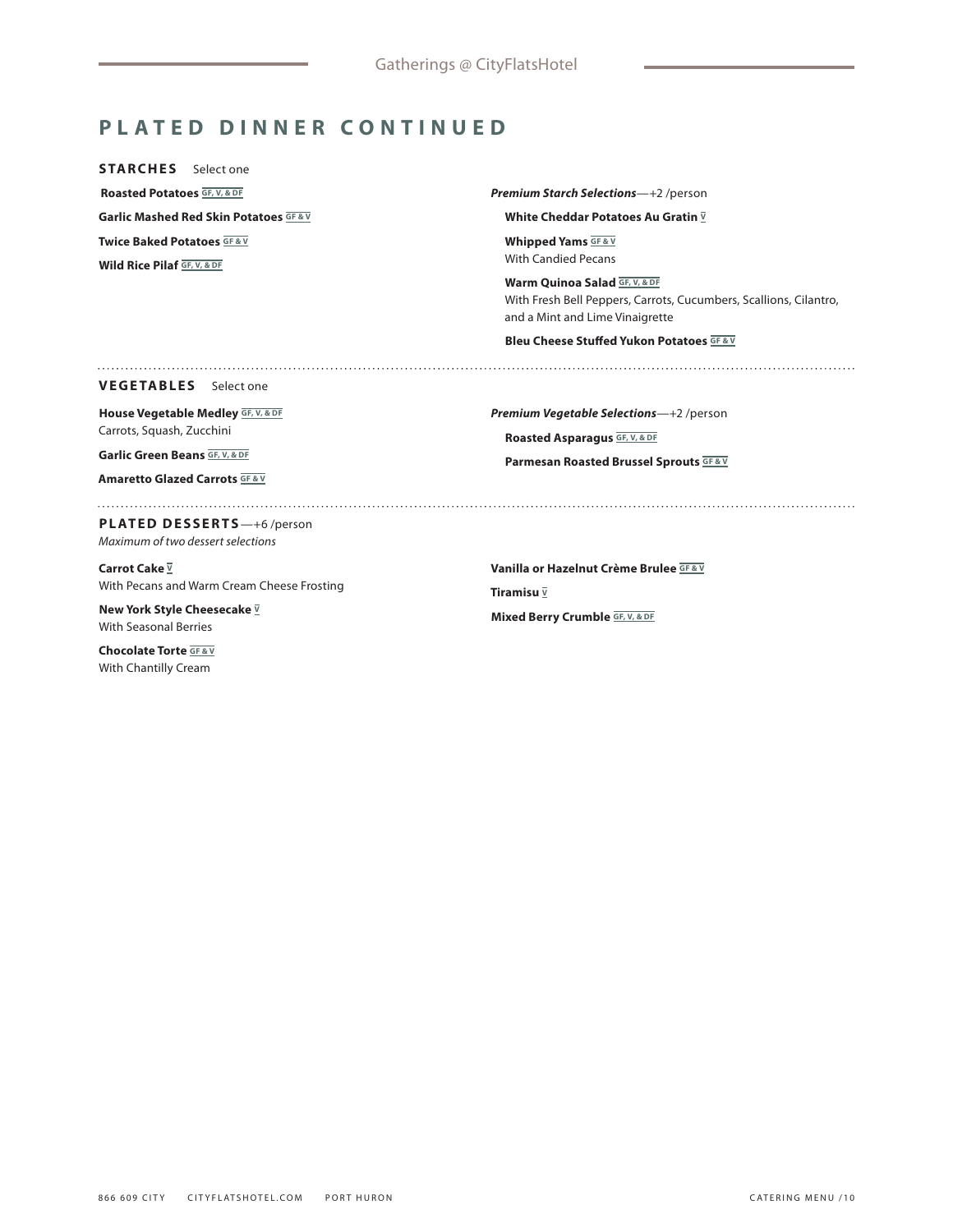## PLATED DINNER CONTINUED

### STARCHES Select one

**Roasted Potatoes** GF, V, & DF

**Garlic Mashed Red Skin Potatoes** GF & V

**Twice Baked Potatoes** GF & V

**Wild Rice Pilaf** GF, V, & DF

***Premium Starch Selections***—+2 /person

**White Cheddar Potatoes Au Gratin** V

**Whipped Yams** GF & V
With Candied Pecans

**Warm Quinoa Salad** GF, V, & DF
With Fresh Bell Peppers, Carrots, Cucumbers, Scallions, Cilantro, and a Mint and Lime Vinaigrette

**Bleu Cheese Stuffed Yukon Potatoes** GF & V

### VEGETABLES Select one

**House Vegetable Medley** GF, V, & DF
Carrots, Squash, Zucchini

**Garlic Green Beans** GF, V, & DF

**Amaretto Glazed Carrots** GF & V

***Premium Vegetable Selections***—+2 /person

**Roasted Asparagus** GF, V, & DF

**Parmesan Roasted Brussel Sprouts** GF & V

### PLATED DESSERTS—+6 /person

*Maximum of two dessert selections*

**Carrot Cake** V
With Pecans and Warm Cream Cheese Frosting

**New York Style Cheesecake** V
With Seasonal Berries

**Chocolate Torte** GF & V
With Chantilly Cream

**Vanilla or Hazelnut Crème Brulee** GF & V

**Tiramisu** V

**Mixed Berry Crumble** GF, V, & DF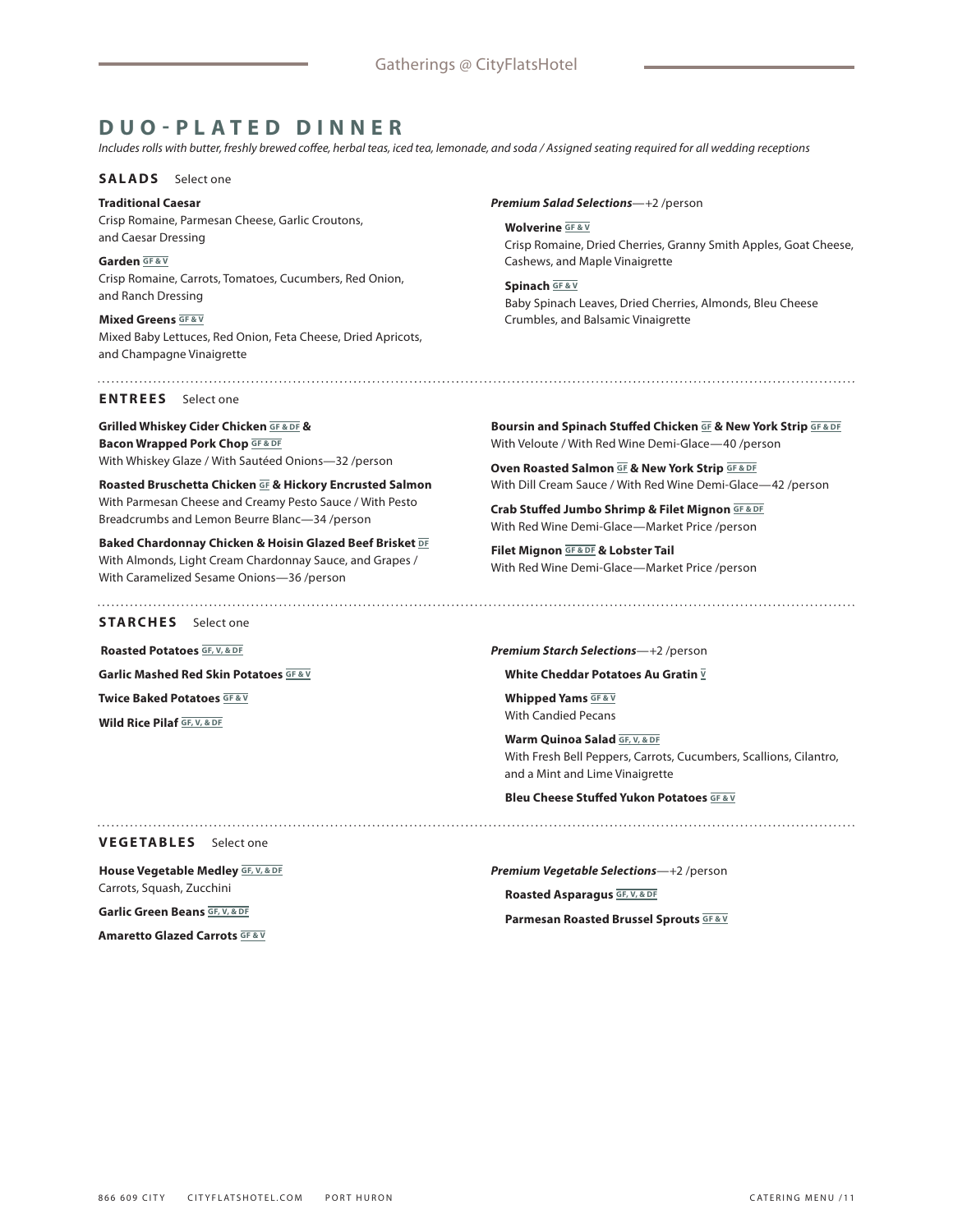# DUO-PLATED DINNER

*Includes rolls with butter, freshly brewed coffee, herbal teas, iced tea, lemonade, and soda / Assigned seating required for all wedding receptions*

## SALADS Select one

**Traditional Caesar**
Crisp Romaine, Parmesan Cheese, Garlic Croutons, and Caesar Dressing

**Garden** GF & V
Crisp Romaine, Carrots, Tomatoes, Cucumbers, Red Onion, and Ranch Dressing

**Mixed Greens** GF & V
Mixed Baby Lettuces, Red Onion, Feta Cheese, Dried Apricots, and Champagne Vinaigrette

***Premium Salad Selections***—+2 /person

**Wolverine** GF & V
Crisp Romaine, Dried Cherries, Granny Smith Apples, Goat Cheese, Cashews, and Maple Vinaigrette

**Spinach** GF & V
Baby Spinach Leaves, Dried Cherries, Almonds, Bleu Cheese Crumbles, and Balsamic Vinaigrette

## ENTREES Select one

**Grilled Whiskey Cider Chicken** GF & DF **& Bacon Wrapped Pork Chop** GF & DF
With Whiskey Glaze / With Sautéed Onions—32 /person

**Roasted Bruschetta Chicken** GF **& Hickory Encrusted Salmon**
With Parmesan Cheese and Creamy Pesto Sauce / With Pesto Breadcrumbs and Lemon Beurre Blanc—34 /person

**Baked Chardonnay Chicken & Hoisin Glazed Beef Brisket** DF
With Almonds, Light Cream Chardonnay Sauce, and Grapes / With Caramelized Sesame Onions—36 /person

**Boursin and Spinach Stuffed Chicken** GF **& New York Strip** GF & DF
With Veloute / With Red Wine Demi-Glace—40 /person

**Oven Roasted Salmon** GF **& New York Strip** GF & DF
With Dill Cream Sauce / With Red Wine Demi-Glace—42 /person

**Crab Stuffed Jumbo Shrimp & Filet Mignon** GF & DF
With Red Wine Demi-Glace—Market Price /person

**Filet Mignon** GF & DF **& Lobster Tail**
With Red Wine Demi-Glace—Market Price /person

## STARCHES Select one

**Roasted Potatoes** GF, V, & DF

**Garlic Mashed Red Skin Potatoes** GF & V

**Twice Baked Potatoes** GF & V

**Wild Rice Pilaf** GF, V, & DF

***Premium Starch Selections***—+2 /person

**White Cheddar Potatoes Au Gratin** V

**Whipped Yams** GF & V
With Candied Pecans

**Warm Quinoa Salad** GF, V, & DF
With Fresh Bell Peppers, Carrots, Cucumbers, Scallions, Cilantro, and a Mint and Lime Vinaigrette

**Bleu Cheese Stuffed Yukon Potatoes** GF & V

## VEGETABLES Select one

**House Vegetable Medley** GF, V, & DF
Carrots, Squash, Zucchini

**Garlic Green Beans** GF, V, & DF

**Amaretto Glazed Carrots** GF & V

***Premium Vegetable Selections***—+2 /person

**Roasted Asparagus** GF, V, & DF

**Parmesan Roasted Brussel Sprouts** GF & V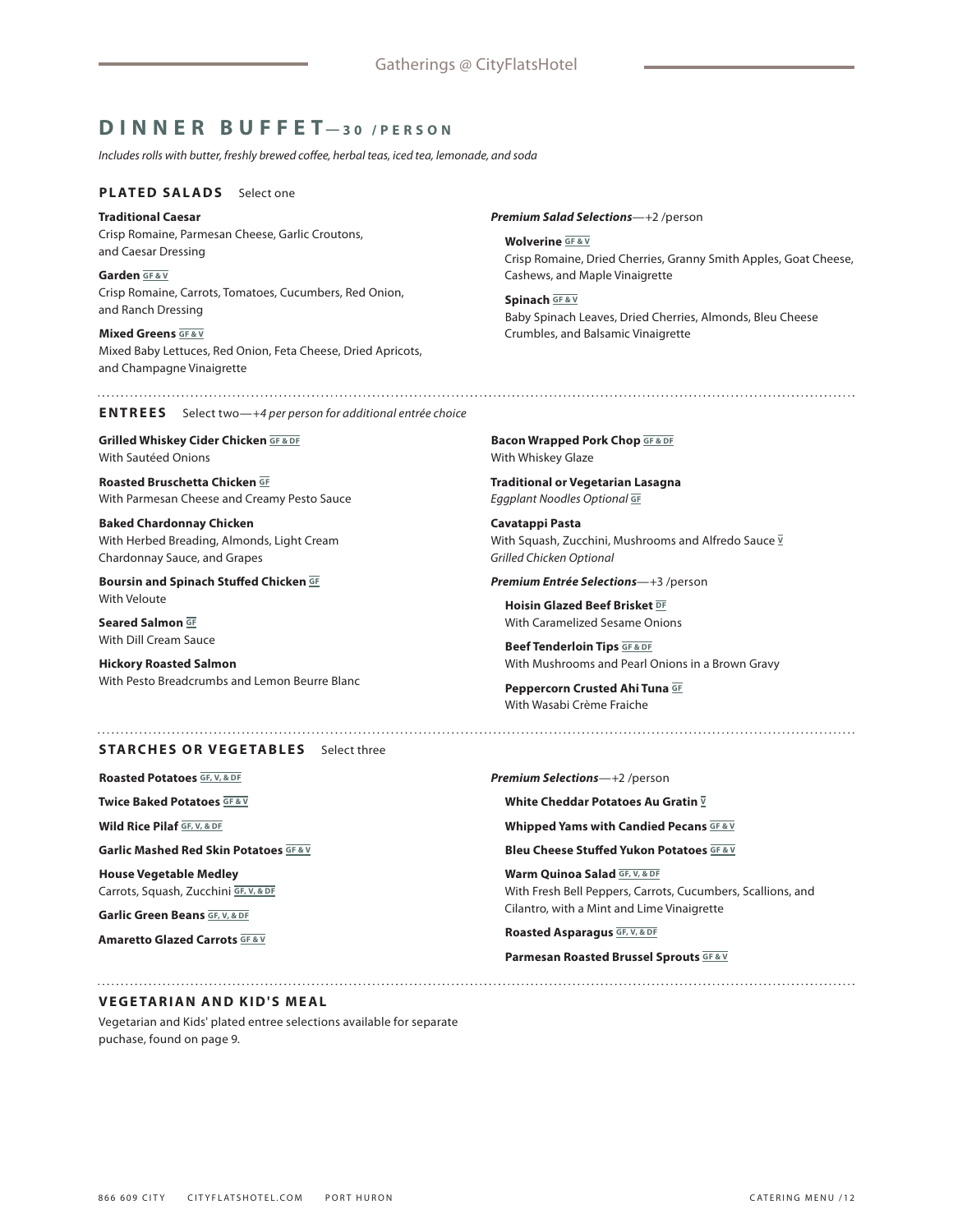# DINNER BUFFET—30 /PERSON

*Includes rolls with butter, freshly brewed coffee, herbal teas, iced tea, lemonade, and soda*

## PLATED SALADS Select one

**Traditional Caesar**
Crisp Romaine, Parmesan Cheese, Garlic Croutons, and Caesar Dressing

**Garden** GF & V
Crisp Romaine, Carrots, Tomatoes, Cucumbers, Red Onion, and Ranch Dressing

**Mixed Greens** GF & V
Mixed Baby Lettuces, Red Onion, Feta Cheese, Dried Apricots, and Champagne Vinaigrette

***Premium Salad Selections***—+2 /person

**Wolverine** GF & V
Crisp Romaine, Dried Cherries, Granny Smith Apples, Goat Cheese, Cashews, and Maple Vinaigrette

**Spinach** GF & V
Baby Spinach Leaves, Dried Cherries, Almonds, Bleu Cheese Crumbles, and Balsamic Vinaigrette

## ENTREES Select two—*+4 per person for additional entrée choice*

**Grilled Whiskey Cider Chicken** GF & DF
With Sautéed Onions

**Roasted Bruschetta Chicken** GF
With Parmesan Cheese and Creamy Pesto Sauce

**Baked Chardonnay Chicken**
With Herbed Breading, Almonds, Light Cream Chardonnay Sauce, and Grapes

**Boursin and Spinach Stuffed Chicken** GF
With Veloute

**Seared Salmon** GF
With Dill Cream Sauce

**Hickory Roasted Salmon**
With Pesto Breadcrumbs and Lemon Beurre Blanc

**Bacon Wrapped Pork Chop** GF & DF
With Whiskey Glaze

**Traditional or Vegetarian Lasagna**
*Eggplant Noodles Optional* GF

**Cavatappi Pasta**
With Squash, Zucchini, Mushrooms and Alfredo Sauce V
*Grilled Chicken Optional*

***Premium Entrée Selections***—+3 /person

**Hoisin Glazed Beef Brisket** DF
With Caramelized Sesame Onions

**Beef Tenderloin Tips** GF & DF
With Mushrooms and Pearl Onions in a Brown Gravy

**Peppercorn Crusted Ahi Tuna** GF
With Wasabi Crème Fraiche

## STARCHES OR VEGETABLES Select three

**Roasted Potatoes** GF, V, & DF

**Twice Baked Potatoes** GF & V

**Wild Rice Pilaf** GF, V, & DF

**Garlic Mashed Red Skin Potatoes** GF & V

**House Vegetable Medley**
Carrots, Squash, Zucchini GF, V, & DF

**Garlic Green Beans** GF, V, & DF

**Amaretto Glazed Carrots** GF & V

***Premium Selections***—+2 /person

**White Cheddar Potatoes Au Gratin** V

**Whipped Yams with Candied Pecans** GF & V

**Bleu Cheese Stuffed Yukon Potatoes** GF & V

**Warm Quinoa Salad** GF, V, & DF
With Fresh Bell Peppers, Carrots, Cucumbers, Scallions, and Cilantro, with a Mint and Lime Vinaigrette

**Roasted Asparagus** GF, V, & DF

**Parmesan Roasted Brussel Sprouts** GF & V

## VEGETARIAN AND KID'S MEAL

Vegetarian and Kids' plated entree selections available for separate puchase, found on page 9.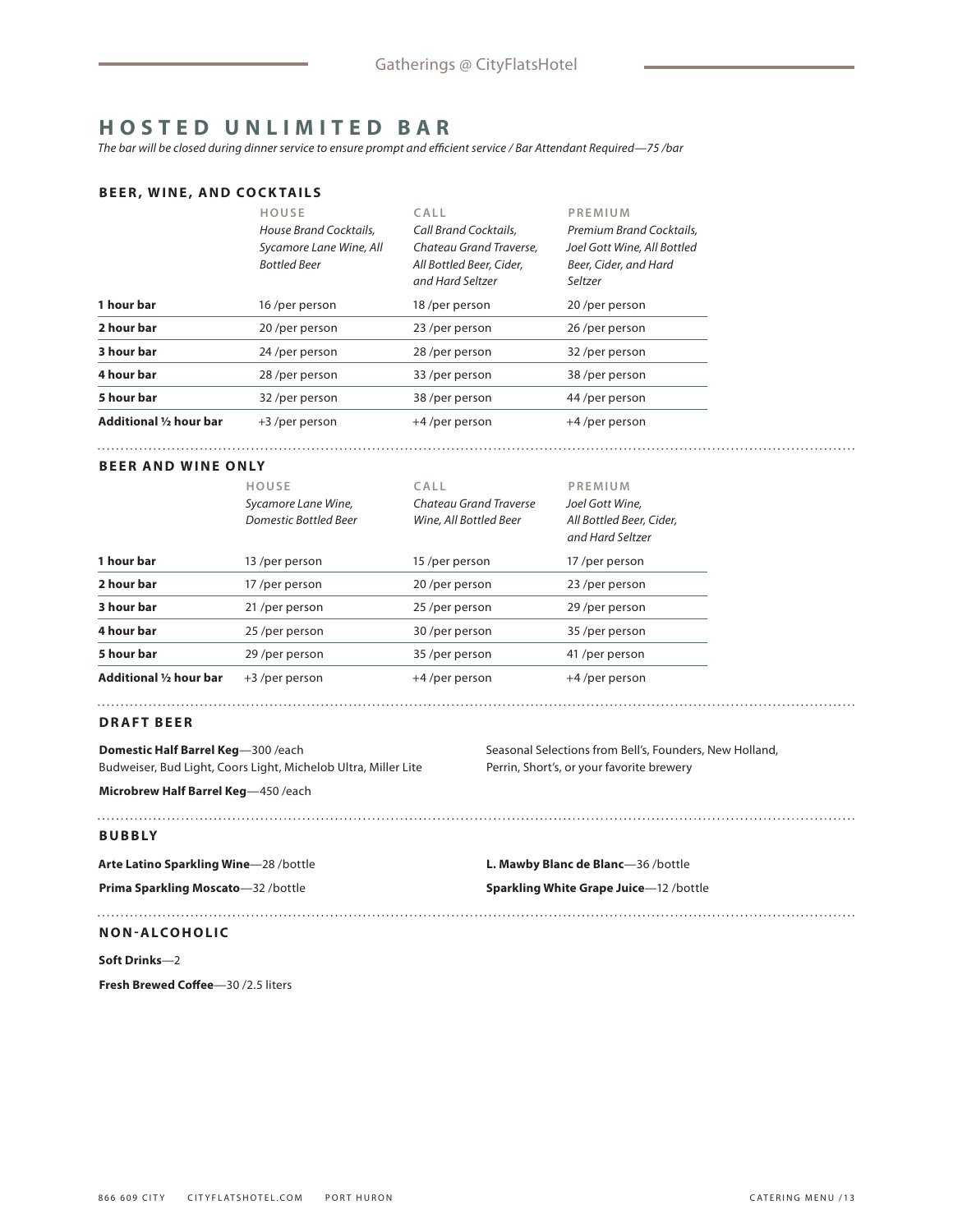# HOSTED UNLIMITED BAR

*The bar will be closed during dinner service to ensure prompt and efficient service / Bar Attendant Required—75 /bar*

## BEER, WINE, AND COCKTAILS

| | HOUSE *House Brand Cocktails, Sycamore Lane Wine, All Bottled Beer* | CALL *Call Brand Cocktails, Chateau Grand Traverse, All Bottled Beer, Cider, and Hard Seltzer* | PREMIUM *Premium Brand Cocktails, Joel Gott Wine, All Bottled Beer, Cider, and Hard Seltzer* |
|---|---|---|---|
| **1 hour bar** | 16 /per person | 18 /per person | 20 /per person |
| **2 hour bar** | 20 /per person | 23 /per person | 26 /per person |
| **3 hour bar** | 24 /per person | 28 /per person | 32 /per person |
| **4 hour bar** | 28 /per person | 33 /per person | 38 /per person |
| **5 hour bar** | 32 /per person | 38 /per person | 44 /per person |
| **Additional ½ hour bar** | +3 /per person | +4 /per person | +4 /per person |

## BEER AND WINE ONLY

| | HOUSE *Sycamore Lane Wine, Domestic Bottled Beer* | CALL *Chateau Grand Traverse Wine, All Bottled Beer* | PREMIUM *Joel Gott Wine, All Bottled Beer, Cider, and Hard Seltzer* |
|---|---|---|---|
| **1 hour bar** | 13 /per person | 15 /per person | 17 /per person |
| **2 hour bar** | 17 /per person | 20 /per person | 23 /per person |
| **3 hour bar** | 21 /per person | 25 /per person | 29 /per person |
| **4 hour bar** | 25 /per person | 30 /per person | 35 /per person |
| **5 hour bar** | 29 /per person | 35 /per person | 41 /per person |
| **Additional ½ hour bar** | +3 /per person | +4 /per person | +4 /per person |

## DRAFT BEER

**Domestic Half Barrel Keg**—300 /each
Budweiser, Bud Light, Coors Light, Michelob Ultra, Miller Lite

**Microbrew Half Barrel Keg**—450 /each

Seasonal Selections from Bell's, Founders, New Holland, Perrin, Short's, or your favorite brewery

## BUBBLY

**Arte Latino Sparkling Wine**—28 /bottle

**Prima Sparkling Moscato**—32 /bottle

**L. Mawby Blanc de Blanc**—36 /bottle

**Sparkling White Grape Juice**—12 /bottle

## NON-ALCOHOLIC

**Soft Drinks**—2

**Fresh Brewed Coffee**—30 /2.5 liters